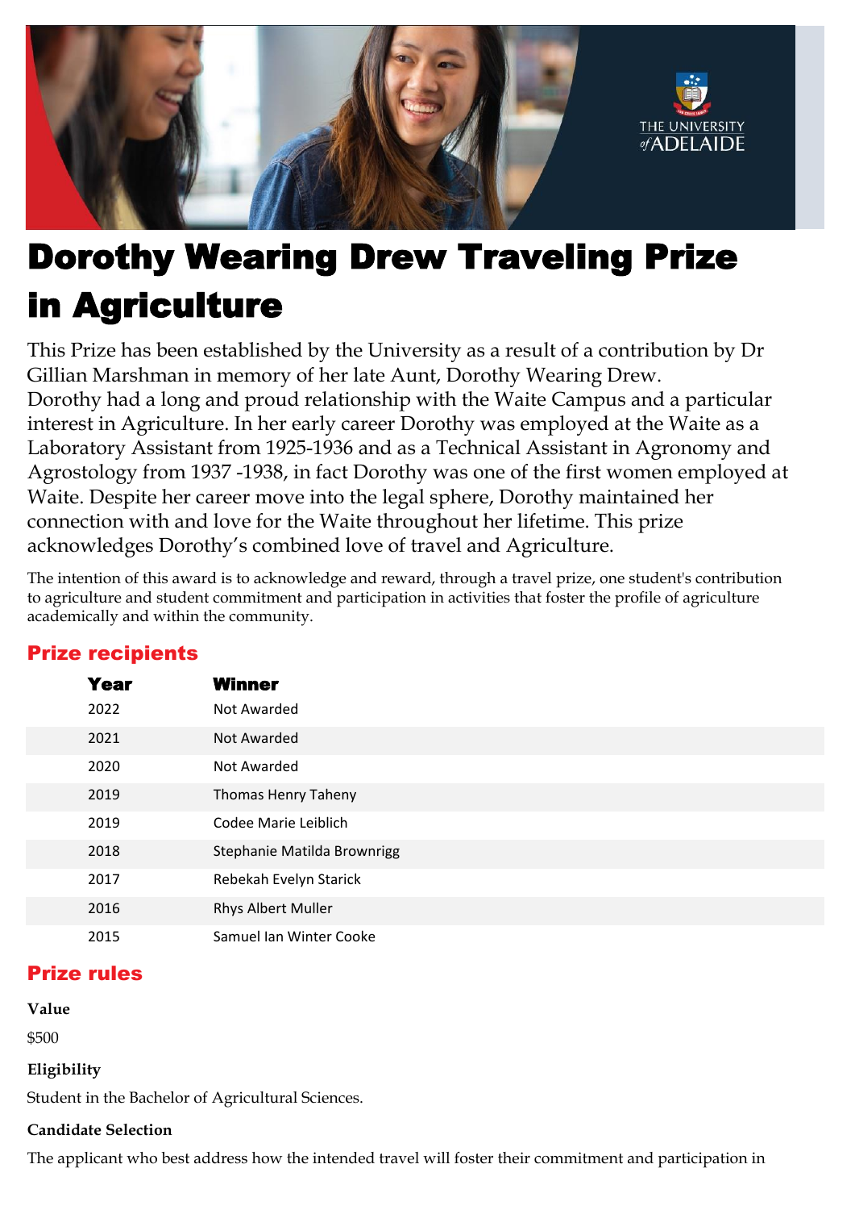# Dorothy Wearing Drew Traveling Prize in Agriculture

This Prize has been established by the University as a result of a contribution by Dr Gillian Marshman in memory of her late Aunt, Dorothy Wearing Drew. Dorothy had a long and proud relationship with the Waite Campus and a particular interest in Agriculture. In her early career Dorothy was employed at the Waite as a Laboratory Assistant from 1925-1936 and as a Technical Assistant in Agronomy and Agrostology from 1937 -1938, in fact Dorothy was one of the first women employed at Waite. Despite her career move into the legal sphere, Dorothy maintained her connection with and love for the Waite throughout her lifetime. This prize acknowledges Dorothy's combined love of travel and Agriculture.

The intention of this award is to acknowledge and reward, through a travel prize, one student's contribution to agriculture and student commitment and participation in activities that foster the profile of agriculture academically and within the community.

## Prize recipients

| Year | Winner |
|---|---|
| 2022 | Not Awarded |
| 2021 | Not Awarded |
| 2020 | Not Awarded |
| 2019 | Thomas Henry Taheny |
| 2019 | Codee Marie Leiblich |
| 2018 | Stephanie Matilda Brownrigg |
| 2017 | Rebekah Evelyn Starick |
| 2016 | Rhys Albert Muller |
| 2015 | Samuel Ian Winter Cooke |

## Prize rules

**Value**

$500

**Eligibility**

Student in the Bachelor of Agricultural Sciences.

**Candidate Selection**

The applicant who best address how the intended travel will foster their commitment and participation in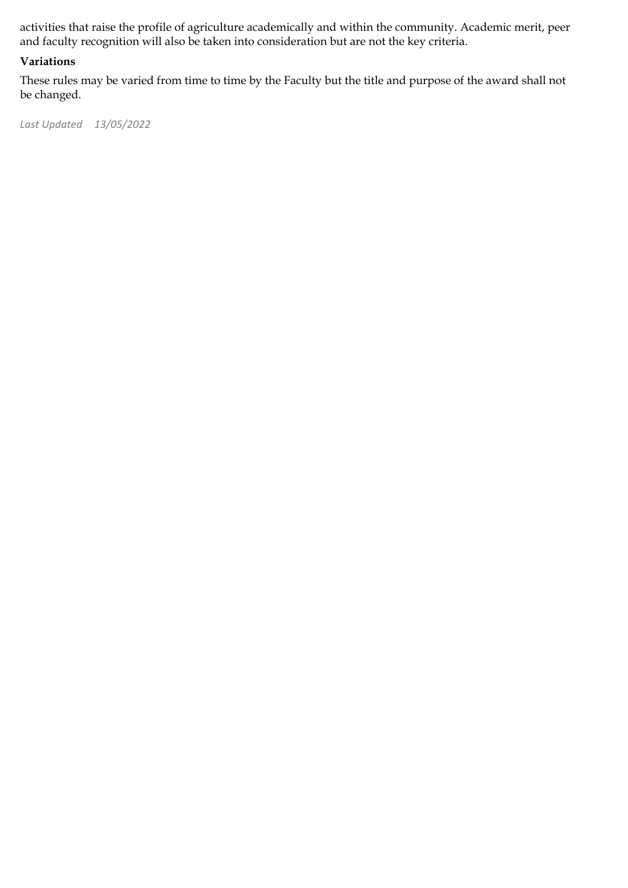activities that raise the profile of agriculture academically and within the community. Academic merit, peer and faculty recognition will also be taken into consideration but are not the key criteria.

**Variations**

These rules may be varied from time to time by the Faculty but the title and purpose of the award shall not be changed.

*Last Updated 13/05/2022*